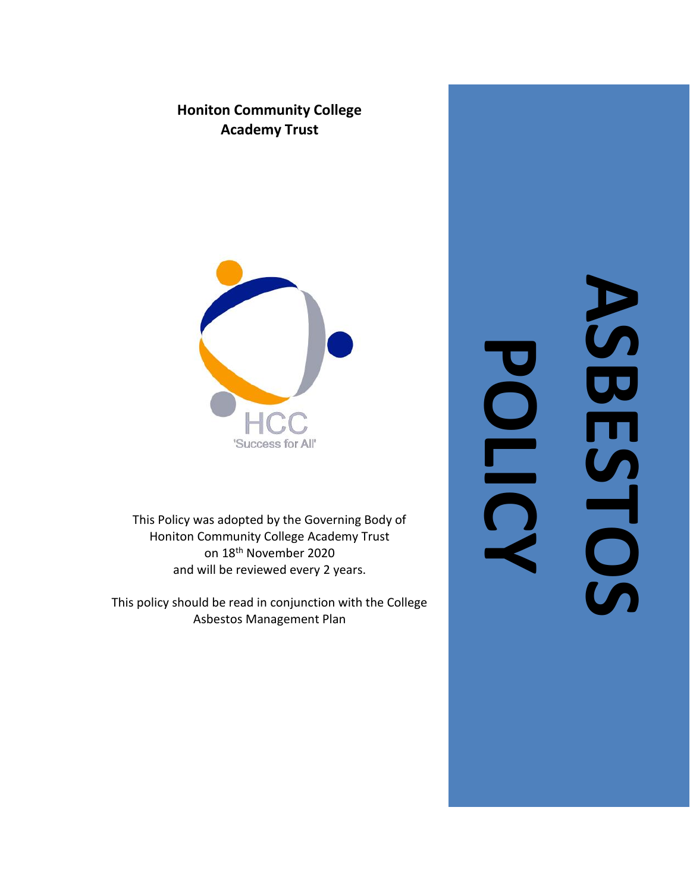**Honiton Community College**
**Academy Trust**

HCC
'Success for All'

This Policy was adopted by the Governing Body of Honiton Community College Academy Trust on 18th November 2020 and will be reviewed every 2 years.

This policy should be read in conjunction with the College Asbestos Management Plan

# ASBESTOS POLICY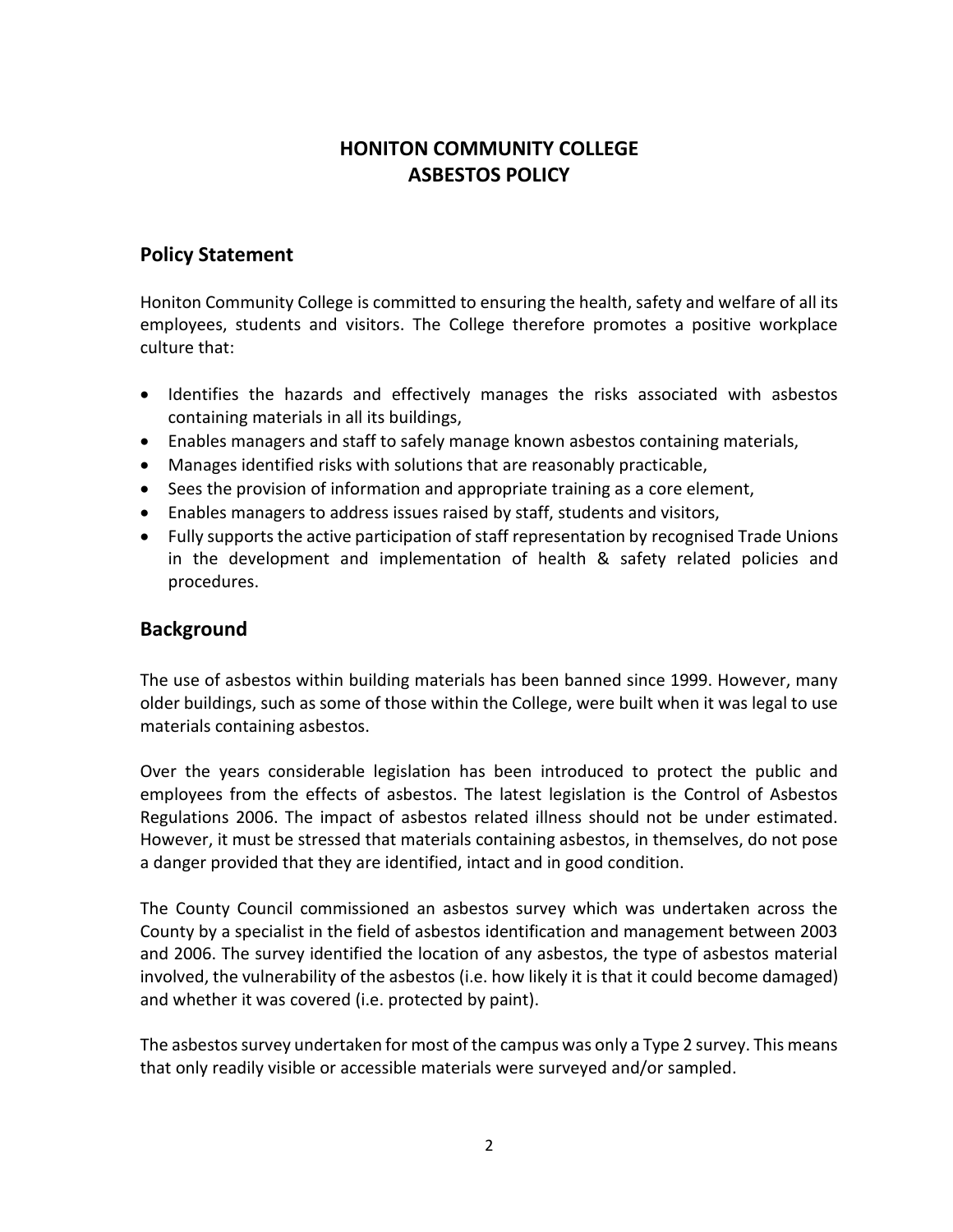# HONITON COMMUNITY COLLEGE
# ASBESTOS POLICY

## Policy Statement

Honiton Community College is committed to ensuring the health, safety and welfare of all its employees, students and visitors. The College therefore promotes a positive workplace culture that:

- Identifies the hazards and effectively manages the risks associated with asbestos containing materials in all its buildings,
- Enables managers and staff to safely manage known asbestos containing materials,
- Manages identified risks with solutions that are reasonably practicable,
- Sees the provision of information and appropriate training as a core element,
- Enables managers to address issues raised by staff, students and visitors,
- Fully supports the active participation of staff representation by recognised Trade Unions in the development and implementation of health & safety related policies and procedures.

## Background

The use of asbestos within building materials has been banned since 1999. However, many older buildings, such as some of those within the College, were built when it was legal to use materials containing asbestos.

Over the years considerable legislation has been introduced to protect the public and employees from the effects of asbestos. The latest legislation is the Control of Asbestos Regulations 2006. The impact of asbestos related illness should not be under estimated. However, it must be stressed that materials containing asbestos, in themselves, do not pose a danger provided that they are identified, intact and in good condition.

The County Council commissioned an asbestos survey which was undertaken across the County by a specialist in the field of asbestos identification and management between 2003 and 2006. The survey identified the location of any asbestos, the type of asbestos material involved, the vulnerability of the asbestos (i.e. how likely it is that it could become damaged) and whether it was covered (i.e. protected by paint).

The asbestos survey undertaken for most of the campus was only a Type 2 survey. This means that only readily visible or accessible materials were surveyed and/or sampled.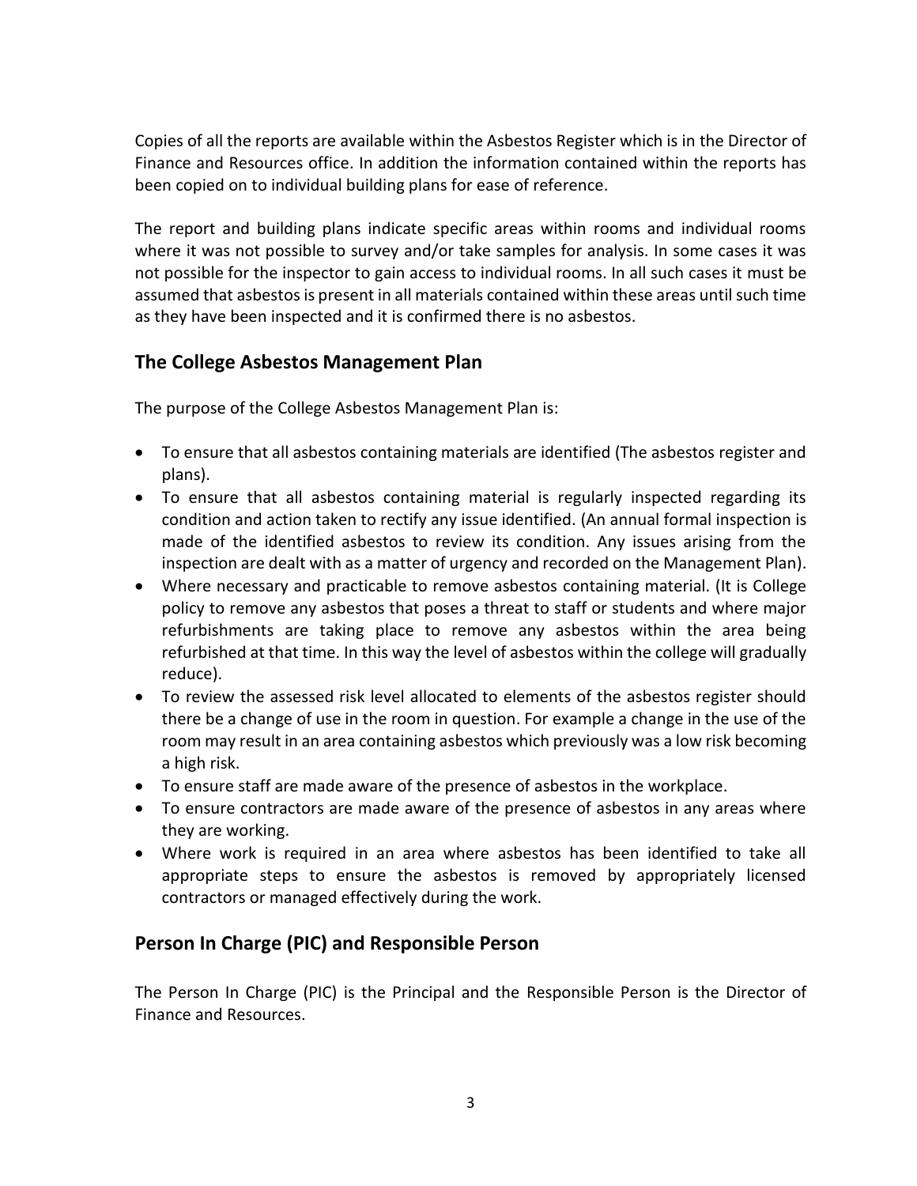Copies of all the reports are available within the Asbestos Register which is in the Director of Finance and Resources office. In addition the information contained within the reports has been copied on to individual building plans for ease of reference.

The report and building plans indicate specific areas within rooms and individual rooms where it was not possible to survey and/or take samples for analysis. In some cases it was not possible for the inspector to gain access to individual rooms. In all such cases it must be assumed that asbestos is present in all materials contained within these areas until such time as they have been inspected and it is confirmed there is no asbestos.

## The College Asbestos Management Plan

The purpose of the College Asbestos Management Plan is:

- To ensure that all asbestos containing materials are identified (The asbestos register and plans).
- To ensure that all asbestos containing material is regularly inspected regarding its condition and action taken to rectify any issue identified. (An annual formal inspection is made of the identified asbestos to review its condition. Any issues arising from the inspection are dealt with as a matter of urgency and recorded on the Management Plan).
- Where necessary and practicable to remove asbestos containing material. (It is College policy to remove any asbestos that poses a threat to staff or students and where major refurbishments are taking place to remove any asbestos within the area being refurbished at that time. In this way the level of asbestos within the college will gradually reduce).
- To review the assessed risk level allocated to elements of the asbestos register should there be a change of use in the room in question. For example a change in the use of the room may result in an area containing asbestos which previously was a low risk becoming a high risk.
- To ensure staff are made aware of the presence of asbestos in the workplace.
- To ensure contractors are made aware of the presence of asbestos in any areas where they are working.
- Where work is required in an area where asbestos has been identified to take all appropriate steps to ensure the asbestos is removed by appropriately licensed contractors or managed effectively during the work.

## Person In Charge (PIC) and Responsible Person

The Person In Charge (PIC) is the Principal and the Responsible Person is the Director of Finance and Resources.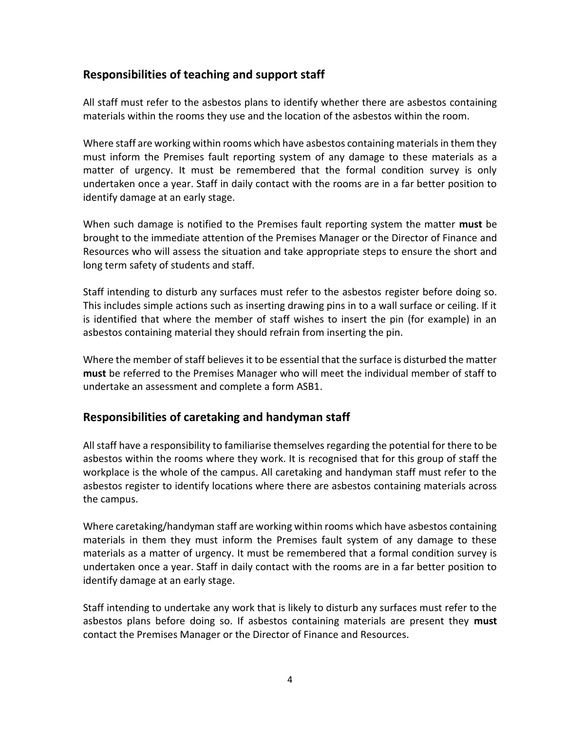## Responsibilities of teaching and support staff

All staff must refer to the asbestos plans to identify whether there are asbestos containing materials within the rooms they use and the location of the asbestos within the room.

Where staff are working within rooms which have asbestos containing materials in them they must inform the Premises fault reporting system of any damage to these materials as a matter of urgency. It must be remembered that the formal condition survey is only undertaken once a year. Staff in daily contact with the rooms are in a far better position to identify damage at an early stage.

When such damage is notified to the Premises fault reporting system the matter **must** be brought to the immediate attention of the Premises Manager or the Director of Finance and Resources who will assess the situation and take appropriate steps to ensure the short and long term safety of students and staff.

Staff intending to disturb any surfaces must refer to the asbestos register before doing so. This includes simple actions such as inserting drawing pins in to a wall surface or ceiling. If it is identified that where the member of staff wishes to insert the pin (for example) in an asbestos containing material they should refrain from inserting the pin.

Where the member of staff believes it to be essential that the surface is disturbed the matter **must** be referred to the Premises Manager who will meet the individual member of staff to undertake an assessment and complete a form ASB1.

## Responsibilities of caretaking and handyman staff

All staff have a responsibility to familiarise themselves regarding the potential for there to be asbestos within the rooms where they work. It is recognised that for this group of staff the workplace is the whole of the campus. All caretaking and handyman staff must refer to the asbestos register to identify locations where there are asbestos containing materials across the campus.

Where caretaking/handyman staff are working within rooms which have asbestos containing materials in them they must inform the Premises fault system of any damage to these materials as a matter of urgency. It must be remembered that a formal condition survey is undertaken once a year. Staff in daily contact with the rooms are in a far better position to identify damage at an early stage.

Staff intending to undertake any work that is likely to disturb any surfaces must refer to the asbestos plans before doing so. If asbestos containing materials are present they **must** contact the Premises Manager or the Director of Finance and Resources.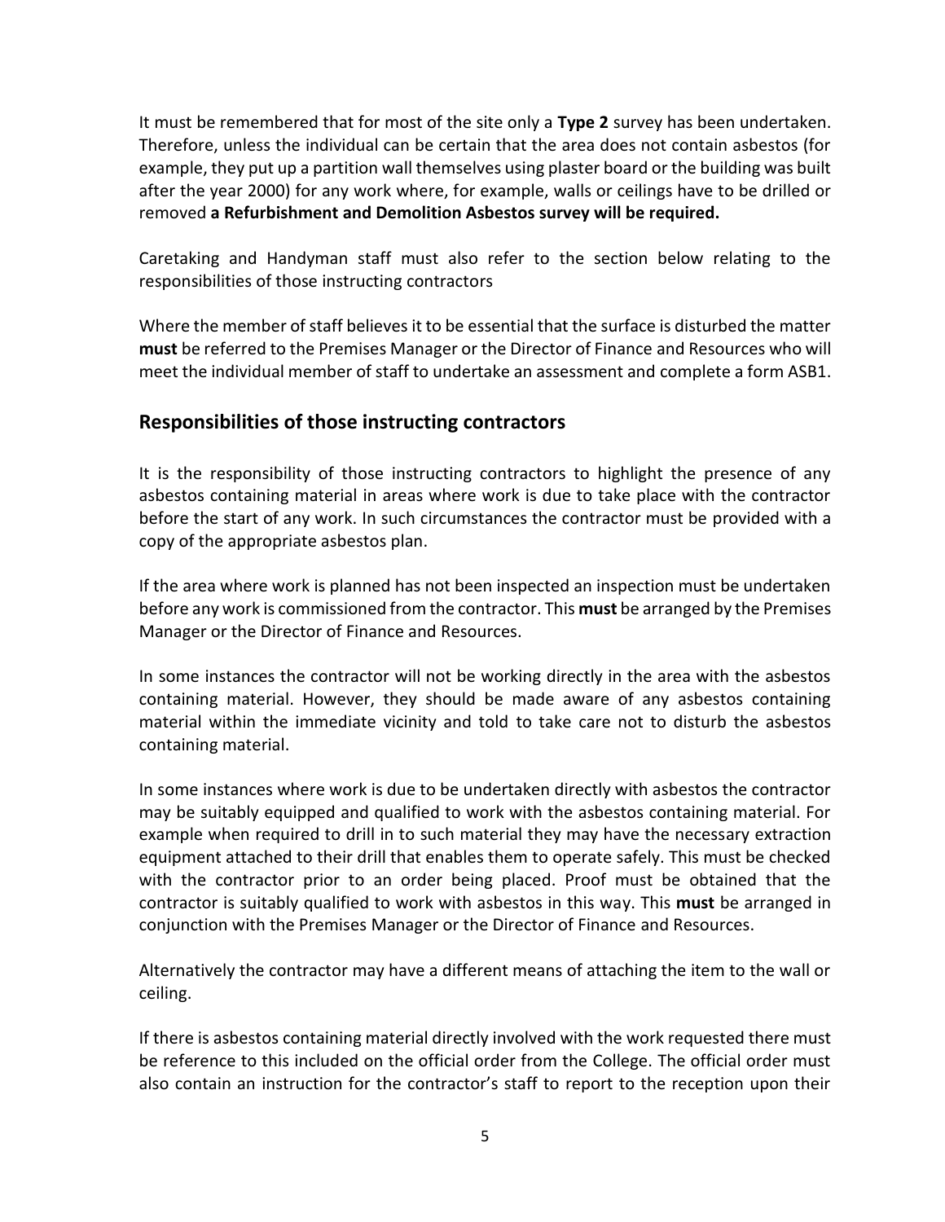It must be remembered that for most of the site only a **Type 2** survey has been undertaken. Therefore, unless the individual can be certain that the area does not contain asbestos (for example, they put up a partition wall themselves using plaster board or the building was built after the year 2000) for any work where, for example, walls or ceilings have to be drilled or removed **a Refurbishment and Demolition Asbestos survey will be required.**

Caretaking and Handyman staff must also refer to the section below relating to the responsibilities of those instructing contractors

Where the member of staff believes it to be essential that the surface is disturbed the matter **must** be referred to the Premises Manager or the Director of Finance and Resources who will meet the individual member of staff to undertake an assessment and complete a form ASB1.

## Responsibilities of those instructing contractors

It is the responsibility of those instructing contractors to highlight the presence of any asbestos containing material in areas where work is due to take place with the contractor before the start of any work. In such circumstances the contractor must be provided with a copy of the appropriate asbestos plan.

If the area where work is planned has not been inspected an inspection must be undertaken before any work is commissioned from the contractor. This **must** be arranged by the Premises Manager or the Director of Finance and Resources.

In some instances the contractor will not be working directly in the area with the asbestos containing material. However, they should be made aware of any asbestos containing material within the immediate vicinity and told to take care not to disturb the asbestos containing material.

In some instances where work is due to be undertaken directly with asbestos the contractor may be suitably equipped and qualified to work with the asbestos containing material. For example when required to drill in to such material they may have the necessary extraction equipment attached to their drill that enables them to operate safely. This must be checked with the contractor prior to an order being placed. Proof must be obtained that the contractor is suitably qualified to work with asbestos in this way. This **must** be arranged in conjunction with the Premises Manager or the Director of Finance and Resources.

Alternatively the contractor may have a different means of attaching the item to the wall or ceiling.

If there is asbestos containing material directly involved with the work requested there must be reference to this included on the official order from the College. The official order must also contain an instruction for the contractor's staff to report to the reception upon their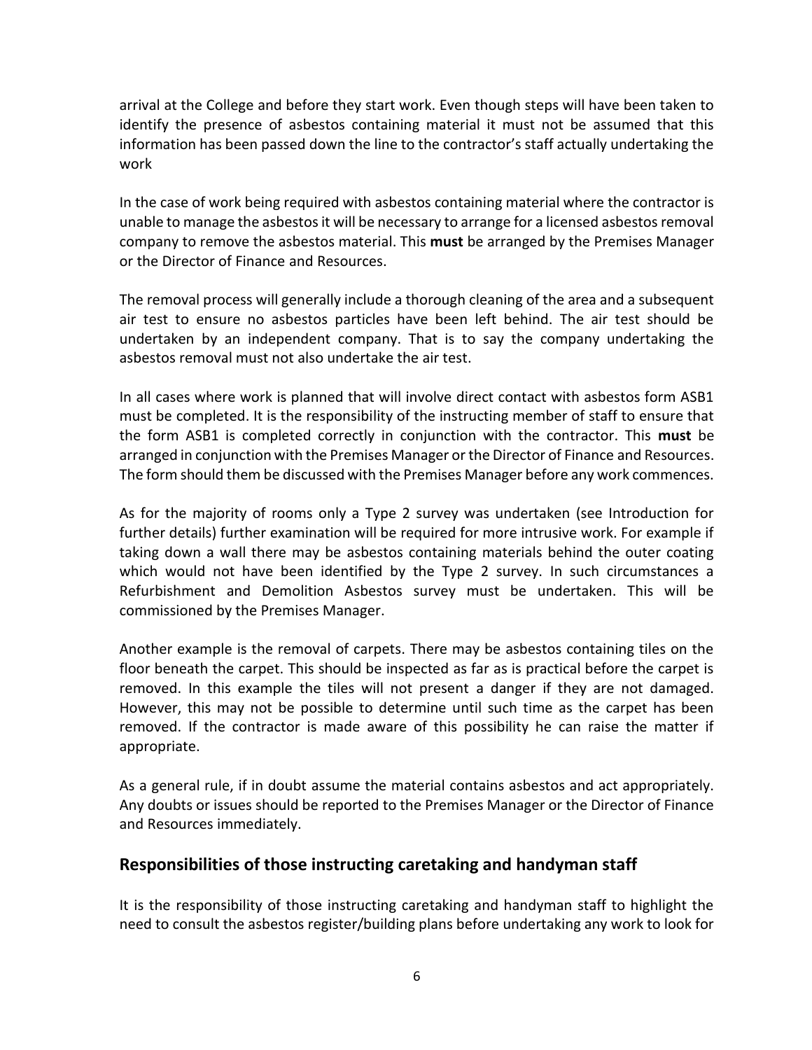arrival at the College and before they start work. Even though steps will have been taken to identify the presence of asbestos containing material it must not be assumed that this information has been passed down the line to the contractor's staff actually undertaking the work

In the case of work being required with asbestos containing material where the contractor is unable to manage the asbestos it will be necessary to arrange for a licensed asbestos removal company to remove the asbestos material. This **must** be arranged by the Premises Manager or the Director of Finance and Resources.

The removal process will generally include a thorough cleaning of the area and a subsequent air test to ensure no asbestos particles have been left behind. The air test should be undertaken by an independent company. That is to say the company undertaking the asbestos removal must not also undertake the air test.

In all cases where work is planned that will involve direct contact with asbestos form ASB1 must be completed. It is the responsibility of the instructing member of staff to ensure that the form ASB1 is completed correctly in conjunction with the contractor. This **must** be arranged in conjunction with the Premises Manager or the Director of Finance and Resources. The form should them be discussed with the Premises Manager before any work commences.

As for the majority of rooms only a Type 2 survey was undertaken (see Introduction for further details) further examination will be required for more intrusive work. For example if taking down a wall there may be asbestos containing materials behind the outer coating which would not have been identified by the Type 2 survey. In such circumstances a Refurbishment and Demolition Asbestos survey must be undertaken. This will be commissioned by the Premises Manager.

Another example is the removal of carpets. There may be asbestos containing tiles on the floor beneath the carpet. This should be inspected as far as is practical before the carpet is removed. In this example the tiles will not present a danger if they are not damaged. However, this may not be possible to determine until such time as the carpet has been removed. If the contractor is made aware of this possibility he can raise the matter if appropriate.

As a general rule, if in doubt assume the material contains asbestos and act appropriately. Any doubts or issues should be reported to the Premises Manager or the Director of Finance and Resources immediately.

## Responsibilities of those instructing caretaking and handyman staff

It is the responsibility of those instructing caretaking and handyman staff to highlight the need to consult the asbestos register/building plans before undertaking any work to look for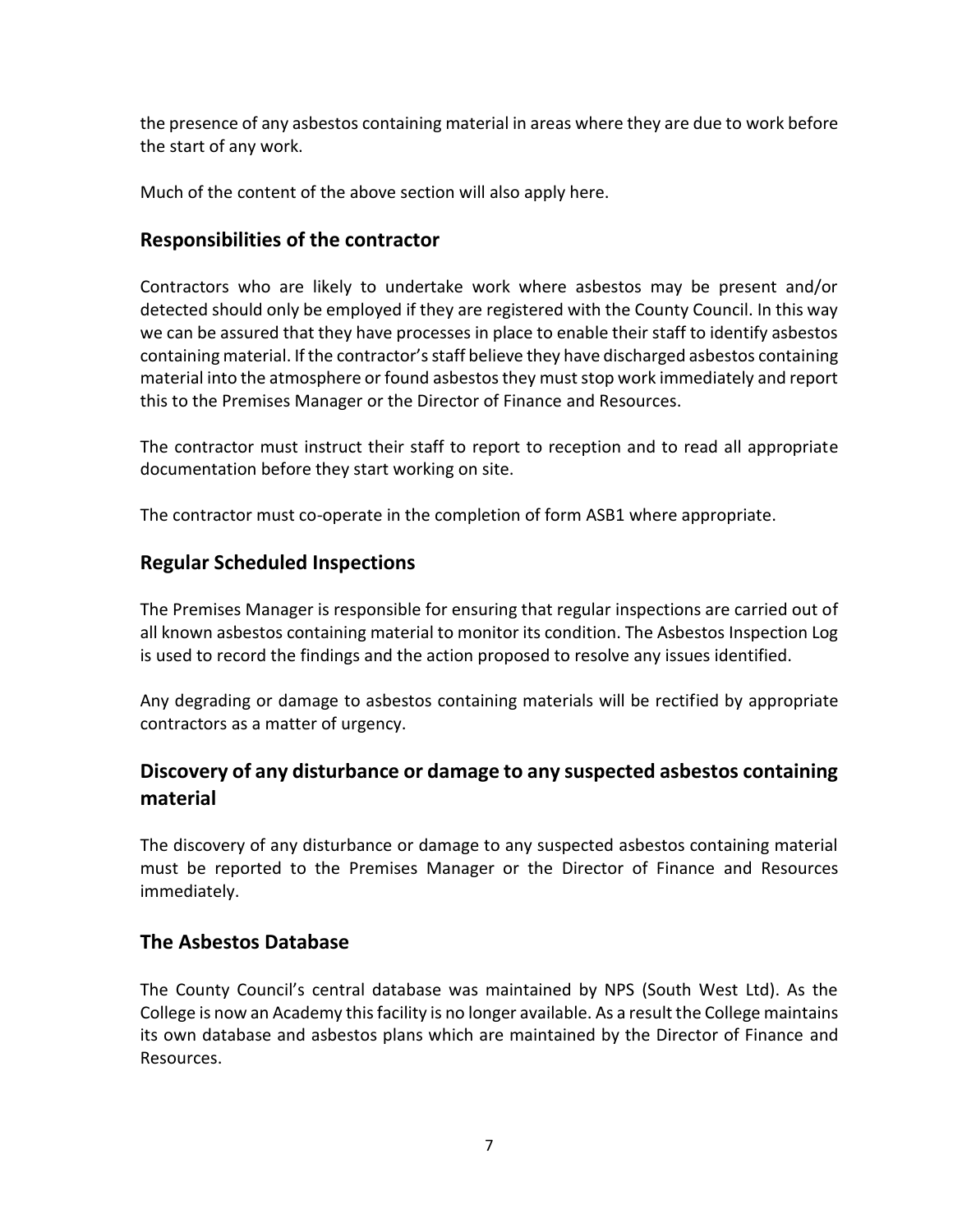the presence of any asbestos containing material in areas where they are due to work before the start of any work.

Much of the content of the above section will also apply here.

## Responsibilities of the contractor

Contractors who are likely to undertake work where asbestos may be present and/or detected should only be employed if they are registered with the County Council. In this way we can be assured that they have processes in place to enable their staff to identify asbestos containing material. If the contractor's staff believe they have discharged asbestos containing material into the atmosphere or found asbestos they must stop work immediately and report this to the Premises Manager or the Director of Finance and Resources.

The contractor must instruct their staff to report to reception and to read all appropriate documentation before they start working on site.

The contractor must co-operate in the completion of form ASB1 where appropriate.

## Regular Scheduled Inspections

The Premises Manager is responsible for ensuring that regular inspections are carried out of all known asbestos containing material to monitor its condition. The Asbestos Inspection Log is used to record the findings and the action proposed to resolve any issues identified.

Any degrading or damage to asbestos containing materials will be rectified by appropriate contractors as a matter of urgency.

## Discovery of any disturbance or damage to any suspected asbestos containing material

The discovery of any disturbance or damage to any suspected asbestos containing material must be reported to the Premises Manager or the Director of Finance and Resources immediately.

## The Asbestos Database

The County Council's central database was maintained by NPS (South West Ltd). As the College is now an Academy this facility is no longer available. As a result the College maintains its own database and asbestos plans which are maintained by the Director of Finance and Resources.